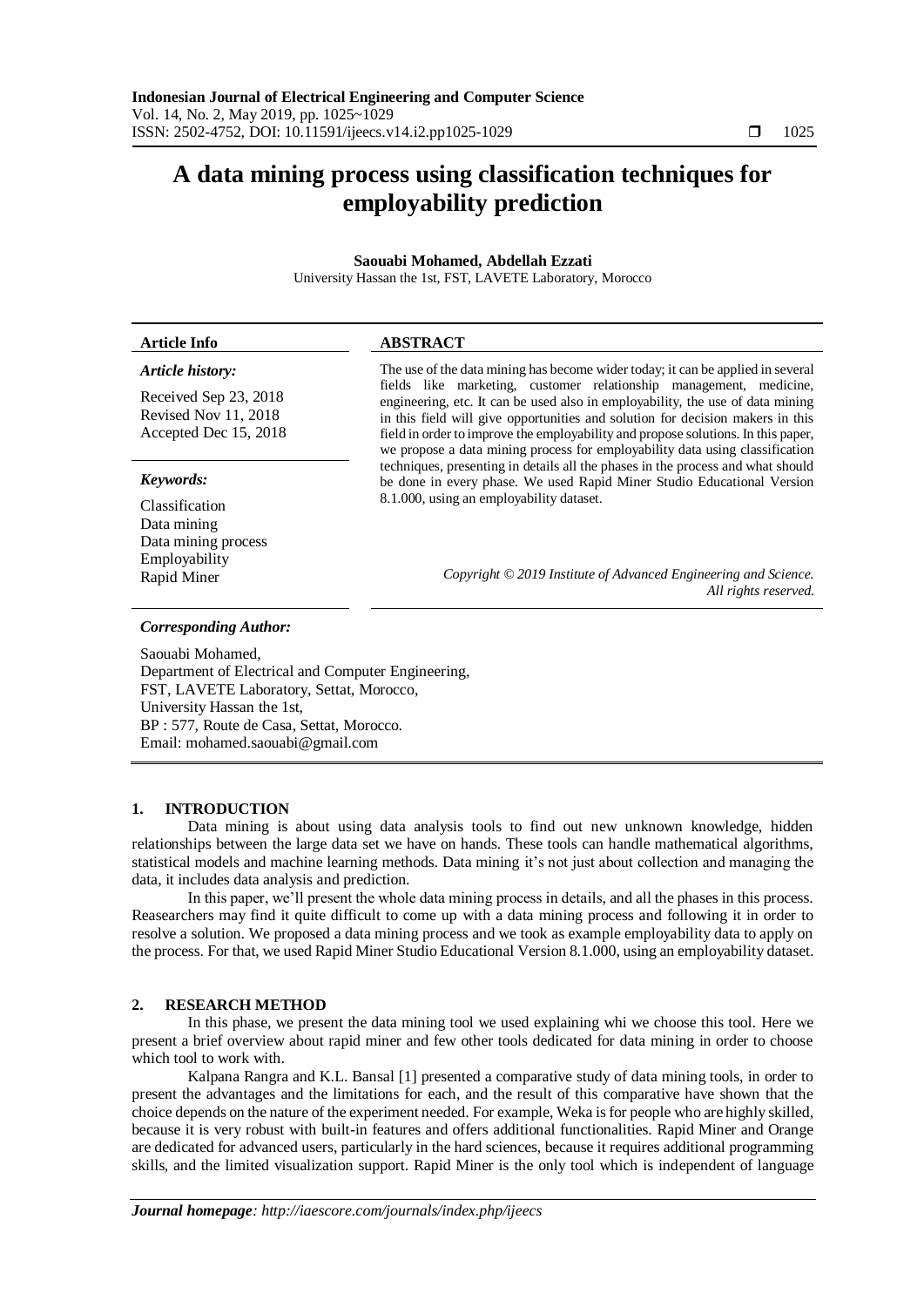# A data mining process using classification techniques for employability prediction

**Saouabi Mohamed, Abdellah Ezzati**

University Hassan the 1st, FST, LAVETE Laboratory, Morocco

| **Article Info** | **ABSTRACT** |
|---|---|
| ***Article history:*** <br> Received Sep 23, 2018 <br> Revised Nov 11, 2018 <br> Accepted Dec 15, 2018 | The use of the data mining has become wider today; it can be applied in several fields like marketing, customer relationship management, medicine, engineering, etc. It can be used also in employability, the use of data mining in this field will give opportunities and solution for decision makers in this field in order to improve the employability and propose solutions. In this paper, we propose a data mining process for employability data using classification techniques, presenting in details all the phases in the process and what should be done in every phase. We used Rapid Miner Studio Educational Version 8.1.000, using an employability dataset. |
| ***Keywords:*** <br> Classification <br> Data mining <br> Data mining process <br> Employability <br> Rapid Miner | *Copyright © 2019 Institute of Advanced Engineering and Science. All rights reserved.* |

***Corresponding Author:***

Saouabi Mohamed,
Department of Electrical and Computer Engineering,
FST, LAVETE Laboratory, Settat, Morocco,
University Hassan the 1st,
BP : 577, Route de Casa, Settat, Morocco.
Email: mohamed.saouabi@gmail.com

## 1. INTRODUCTION

Data mining is about using data analysis tools to find out new unknown knowledge, hidden relationships between the large data set we have on hands. These tools can handle mathematical algorithms, statistical models and machine learning methods. Data mining it's not just about collection and managing the data, it includes data analysis and prediction.

In this paper, we'll present the whole data mining process in details, and all the phases in this process. Reasearchers may find it quite difficult to come up with a data mining process and following it in order to resolve a solution. We proposed a data mining process and we took as example employability data to apply on the process. For that, we used Rapid Miner Studio Educational Version 8.1.000, using an employability dataset.

## 2. RESEARCH METHOD

In this phase, we present the data mining tool we used explaining whi we choose this tool. Here we present a brief overview about rapid miner and few other tools dedicated for data mining in order to choose which tool to work with.

Kalpana Rangra and K.L. Bansal [1] presented a comparative study of data mining tools, in order to present the advantages and the limitations for each, and the result of this comparative have shown that the choice depends on the nature of the experiment needed. For example, Weka is for people who are highly skilled, because it is very robust with built-in features and offers additional functionalities. Rapid Miner and Orange are dedicated for advanced users, particularly in the hard sciences, because it requires additional programming skills, and the limited visualization support. Rapid Miner is the only tool which is independent of language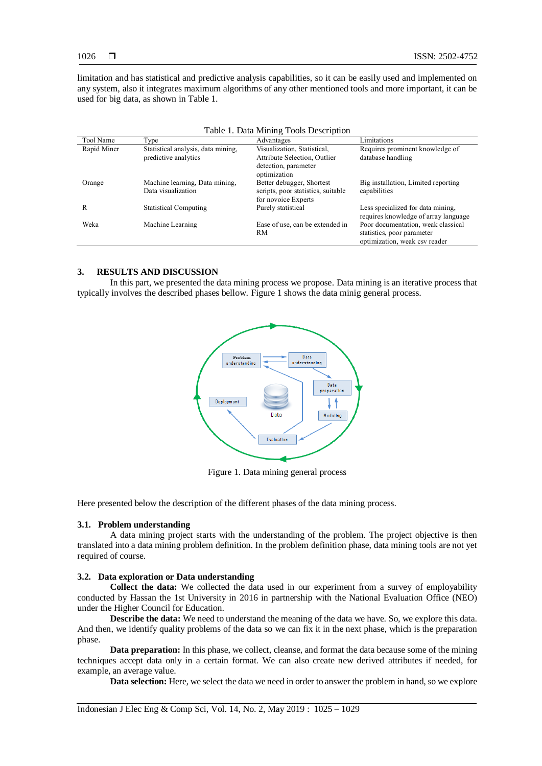limitation and has statistical and predictive analysis capabilities, so it can be easily used and implemented on any system, also it integrates maximum algorithms of any other mentioned tools and more important, it can be used for big data, as shown in Table 1.

Table 1. Data Mining Tools Description

| Tool Name | Type | Advantages | Limitations |
|---|---|---|---|
| Rapid Miner | Statistical analysis, data mining, predictive analytics | Visualization, Statistical, Attribute Selection, Outlier detection, parameter optimization | Requires prominent knowledge of database handling |
| Orange | Machine learning, Data mining, Data visualization | Better debugger, Shortest scripts, poor statistics, suitable for novoice Experts | Big installation, Limited reporting capabilities |
| R | Statistical Computing | Purely statistical | Less specialized for data mining, requires knowledge of array language |
| Weka | Machine Learning | Ease of use, can be extended in RM | Poor documentation, weak classical statistics, poor parameter optimization, weak csv reader |

## 3. RESULTS AND DISCUSSION

In this part, we presented the data mining process we propose. Data mining is an iterative process that typically involves the described phases bellow. Figure 1 shows the data minig general process.

Figure 1. Data mining general process

Here presented below the description of the different phases of the data mining process.

### 3.1. Problem understanding

A data mining project starts with the understanding of the problem. The project objective is then translated into a data mining problem definition. In the problem definition phase, data mining tools are not yet required of course.

### 3.2. Data exploration or Data understanding

**Collect the data:** We collected the data used in our experiment from a survey of employability conducted by Hassan the 1st University in 2016 in partnership with the National Evaluation Office (NEO) under the Higher Council for Education.

**Describe the data:** We need to understand the meaning of the data we have. So, we explore this data. And then, we identify quality problems of the data so we can fix it in the next phase, which is the preparation phase.

**Data preparation:** In this phase, we collect, cleanse, and format the data because some of the mining techniques accept data only in a certain format. We can also create new derived attributes if needed, for example, an average value.

**Data selection:** Here, we select the data we need in order to answer the problem in hand, so we explore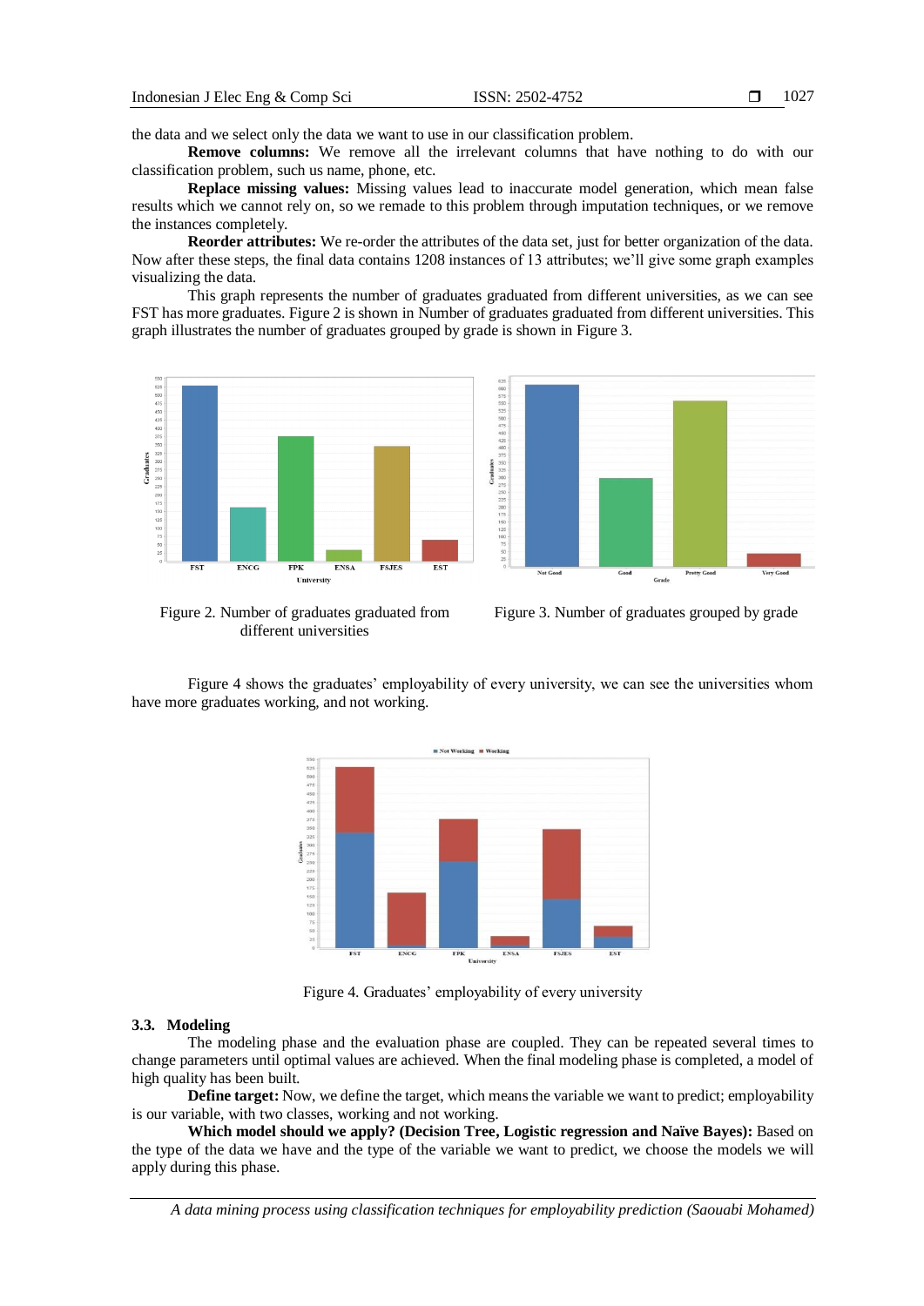the data and we select only the data we want to use in our classification problem.

**Remove columns:** We remove all the irrelevant columns that have nothing to do with our classification problem, such us name, phone, etc.

**Replace missing values:** Missing values lead to inaccurate model generation, which mean false results which we cannot rely on, so we remade to this problem through imputation techniques, or we remove the instances completely.

**Reorder attributes:** We re-order the attributes of the data set, just for better organization of the data. Now after these steps, the final data contains 1208 instances of 13 attributes; we'll give some graph examples visualizing the data.

This graph represents the number of graduates graduated from different universities, as we can see FST has more graduates. Figure 2 is shown in Number of graduates graduated from different universities. This graph illustrates the number of graduates grouped by grade is shown in Figure 3.

Figure 2. Number of graduates graduated from different universities

Figure 3. Number of graduates grouped by grade

Figure 4 shows the graduates' employability of every university, we can see the universities whom have more graduates working, and not working.

Figure 4. Graduates' employability of every university

### 3.3. Modeling

The modeling phase and the evaluation phase are coupled. They can be repeated several times to change parameters until optimal values are achieved. When the final modeling phase is completed, a model of high quality has been built.

**Define target:** Now, we define the target, which means the variable we want to predict; employability is our variable, with two classes, working and not working.

**Which model should we apply? (Decision Tree, Logistic regression and Naïve Bayes):** Based on the type of the data we have and the type of the variable we want to predict, we choose the models we will apply during this phase.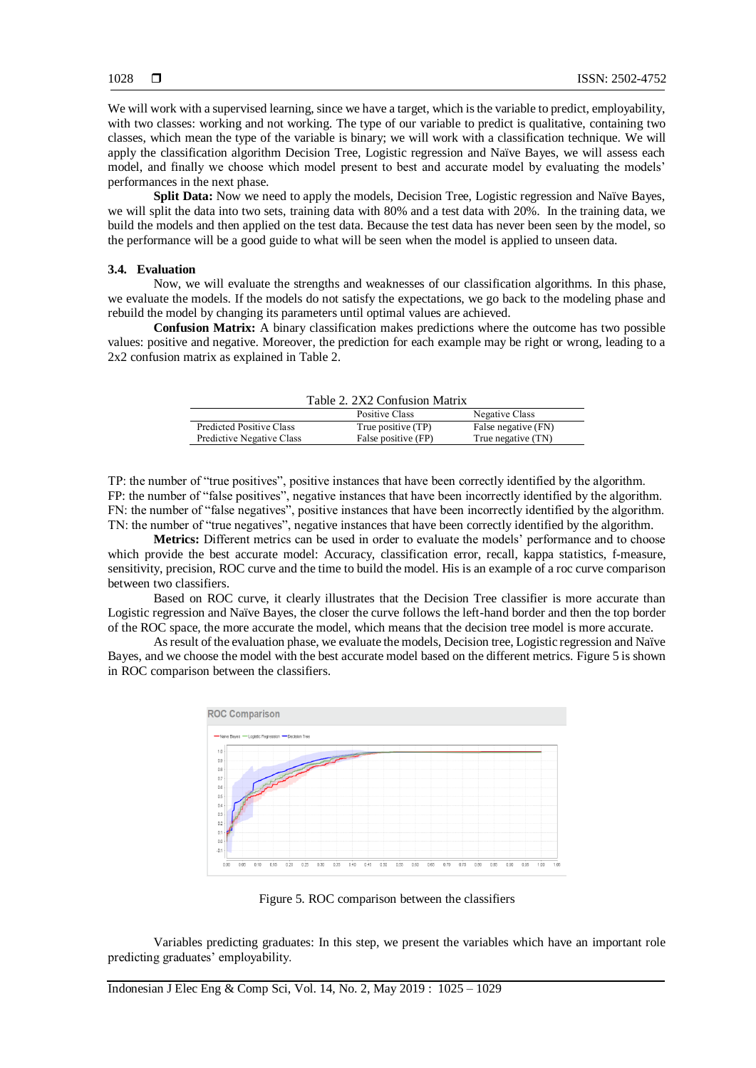We will work with a supervised learning, since we have a target, which is the variable to predict, employability, with two classes: working and not working. The type of our variable to predict is qualitative, containing two classes, which mean the type of the variable is binary; we will work with a classification technique. We will apply the classification algorithm Decision Tree, Logistic regression and Naïve Bayes, we will assess each model, and finally we choose which model present to best and accurate model by evaluating the models' performances in the next phase.

**Split Data:** Now we need to apply the models, Decision Tree, Logistic regression and Naïve Bayes, we will split the data into two sets, training data with 80% and a test data with 20%. In the training data, we build the models and then applied on the test data. Because the test data has never been seen by the model, so the performance will be a good guide to what will be seen when the model is applied to unseen data.

### 3.4. Evaluation

Now, we will evaluate the strengths and weaknesses of our classification algorithms. In this phase, we evaluate the models. If the models do not satisfy the expectations, we go back to the modeling phase and rebuild the model by changing its parameters until optimal values are achieved.

**Confusion Matrix:** A binary classification makes predictions where the outcome has two possible values: positive and negative. Moreover, the prediction for each example may be right or wrong, leading to a 2x2 confusion matrix as explained in Table 2.

Table 2. 2X2 Confusion Matrix

| | Positive Class | Negative Class |
|---|---|---|
| Predicted Positive Class | True positive (TP) | False negative (FN) |
| Predictive Negative Class | False positive (FP) | True negative (TN) |

TP: the number of "true positives", positive instances that have been correctly identified by the algorithm.
FP: the number of "false positives", negative instances that have been incorrectly identified by the algorithm.
FN: the number of "false negatives", positive instances that have been incorrectly identified by the algorithm.
TN: the number of "true negatives", negative instances that have been correctly identified by the algorithm.

**Metrics:** Different metrics can be used in order to evaluate the models' performance and to choose which provide the best accurate model: Accuracy, classification error, recall, kappa statistics, f-measure, sensitivity, precision, ROC curve and the time to build the model. His is an example of a roc curve comparison between two classifiers.

Based on ROC curve, it clearly illustrates that the Decision Tree classifier is more accurate than Logistic regression and Naïve Bayes, the closer the curve follows the left-hand border and then the top border of the ROC space, the more accurate the model, which means that the decision tree model is more accurate.

As result of the evaluation phase, we evaluate the models, Decision tree, Logistic regression and Naïve Bayes, and we choose the model with the best accurate model based on the different metrics. Figure 5 is shown in ROC comparison between the classifiers.

Figure 5. ROC comparison between the classifiers

Variables predicting graduates: In this step, we present the variables which have an important role predicting graduates' employability.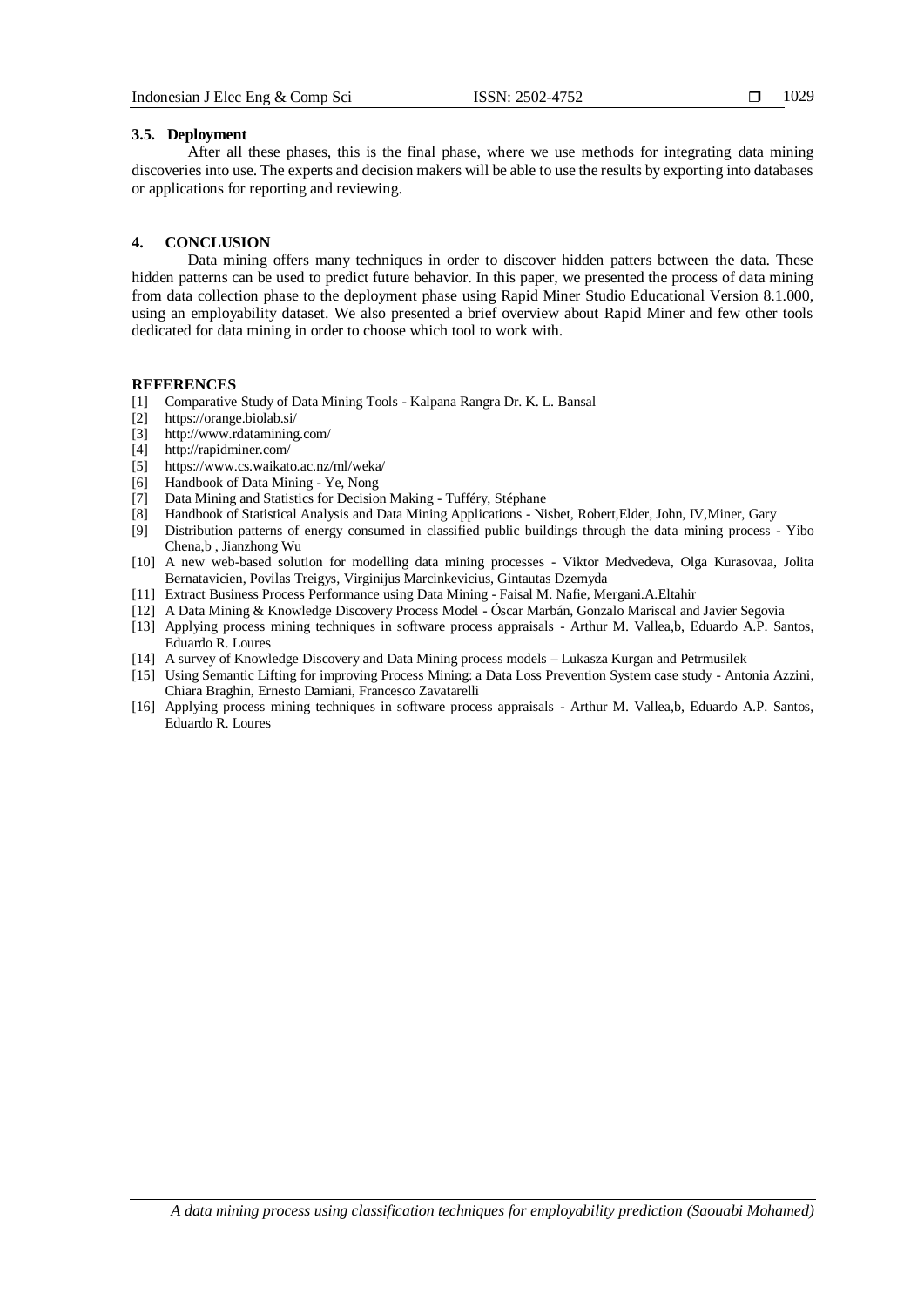### 3.5. Deployment

After all these phases, this is the final phase, where we use methods for integrating data mining discoveries into use. The experts and decision makers will be able to use the results by exporting into databases or applications for reporting and reviewing.

## 4. CONCLUSION

Data mining offers many techniques in order to discover hidden patters between the data. These hidden patterns can be used to predict future behavior. In this paper, we presented the process of data mining from data collection phase to the deployment phase using Rapid Miner Studio Educational Version 8.1.000, using an employability dataset. We also presented a brief overview about Rapid Miner and few other tools dedicated for data mining in order to choose which tool to work with.

## REFERENCES

[1] Comparative Study of Data Mining Tools - Kalpana Rangra Dr. K. L. Bansal
[2] https://orange.biolab.si/
[3] http://www.rdatamining.com/
[4] http://rapidminer.com/
[5] https://www.cs.waikato.ac.nz/ml/weka/
[6] Handbook of Data Mining - Ye, Nong
[7] Data Mining and Statistics for Decision Making - Tufféry, Stéphane
[8] Handbook of Statistical Analysis and Data Mining Applications - Nisbet, Robert,Elder, John, IV,Miner, Gary
[9] Distribution patterns of energy consumed in classified public buildings through the data mining process - Yibo Chena,b , Jianzhong Wu
[10] A new web-based solution for modelling data mining processes - Viktor Medvedeva, Olga Kurasovaa, Jolita Bernatavicien, Povilas Treigys, Virginijus Marcinkevicius, Gintautas Dzemyda
[11] Extract Business Process Performance using Data Mining - Faisal M. Nafie, Mergani.A.Eltahir
[12] A Data Mining & Knowledge Discovery Process Model - Óscar Marbán, Gonzalo Mariscal and Javier Segovia
[13] Applying process mining techniques in software process appraisals - Arthur M. Vallea,b, Eduardo A.P. Santos, Eduardo R. Loures
[14] A survey of Knowledge Discovery and Data Mining process models – Lukasza Kurgan and Petrmusilek
[15] Using Semantic Lifting for improving Process Mining: a Data Loss Prevention System case study - Antonia Azzini, Chiara Braghin, Ernesto Damiani, Francesco Zavatarelli
[16] Applying process mining techniques in software process appraisals - Arthur M. Vallea,b, Eduardo A.P. Santos, Eduardo R. Loures